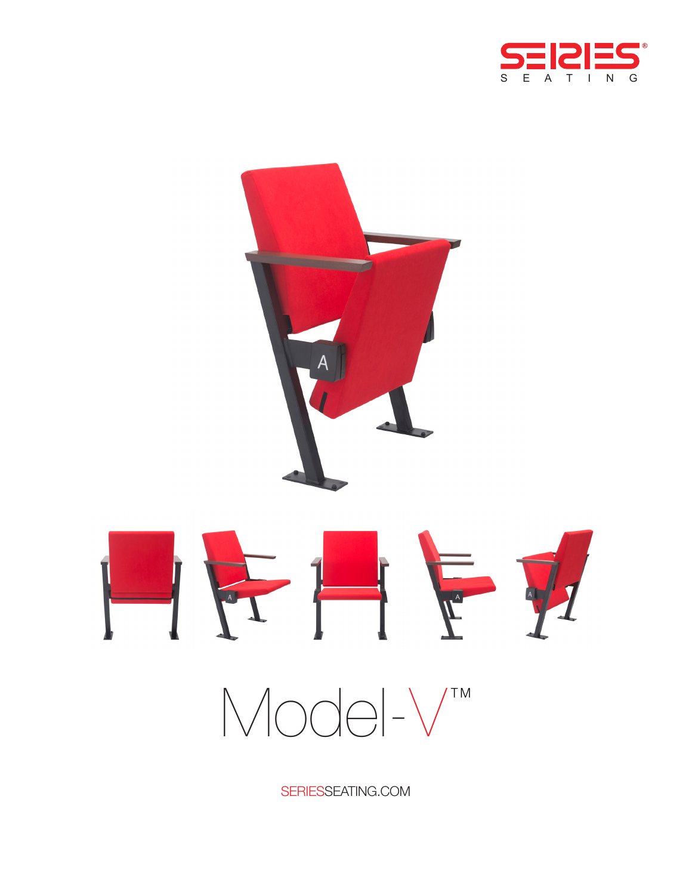SERIES®

S E A T I N G

# Model-V™

SERIESSEATING.COM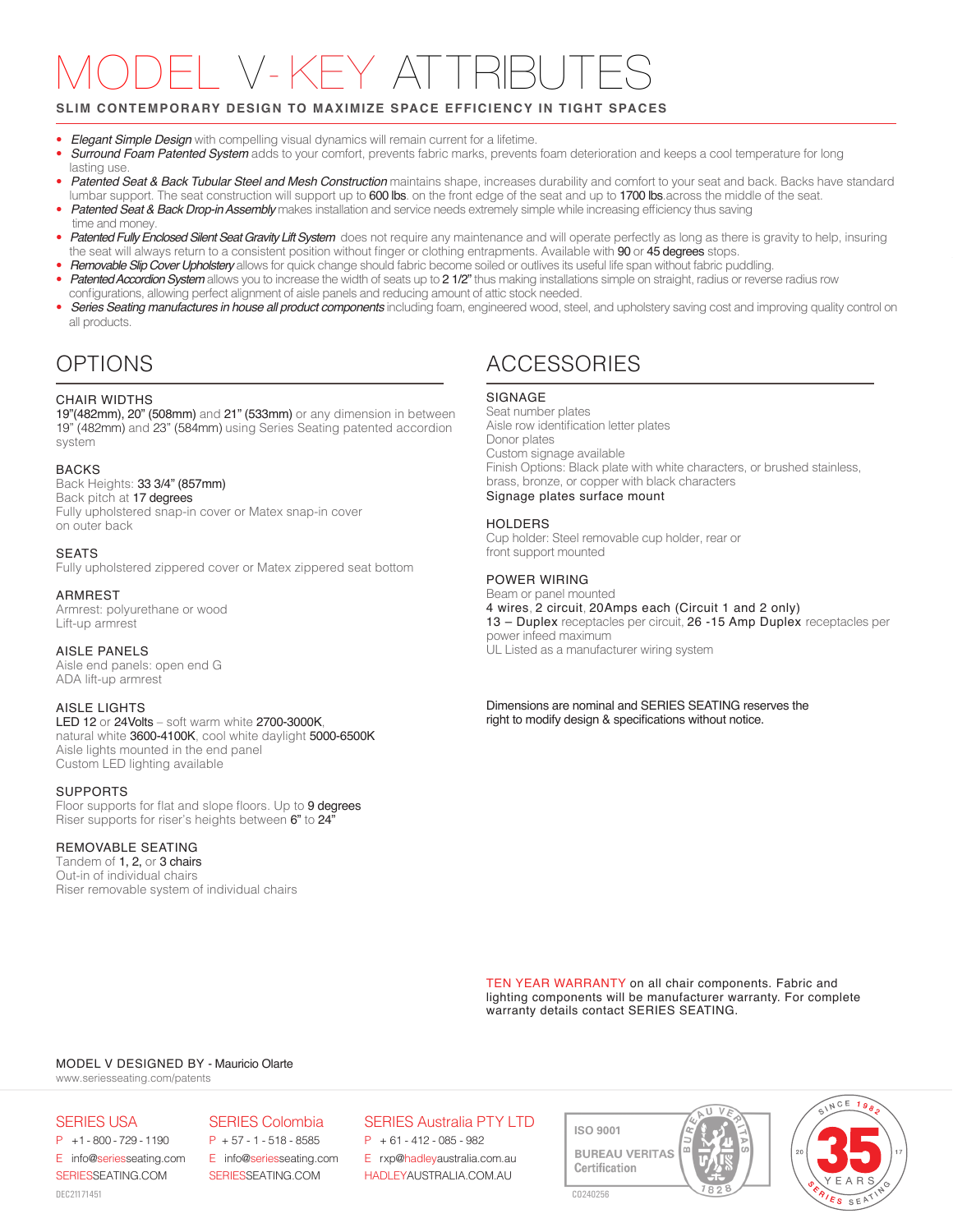# MODEL V-KEY ATTRIBUTES

**SLIM CONTEMPORARY DESIGN TO MAXIMIZE SPACE EFFICIENCY IN TIGHT SPACES**

- *Elegant Simple Design* with compelling visual dynamics will remain current for a lifetime.
- *Surround Foam Patented System* adds to your comfort, prevents fabric marks, prevents foam deterioration and keeps a cool temperature for long lasting use.
- *Patented Seat & Back Tubular Steel and Mesh Construction* maintains shape, increases durability and comfort to your seat and back. Backs have standard lumbar support. The seat construction will support up to 600 lbs. on the front edge of the seat and up to 1700 lbs.across the middle of the seat.
- *Patented Seat & Back Drop-in Assembly* makes installation and service needs extremely simple while increasing efficiency thus saving time and money.
- *Patented Fully Enclosed Silent Seat Gravity Lift System* does not require any maintenance and will operate perfectly as long as there is gravity to help, insuring the seat will always return to a consistent position without finger or clothing entrapments. Available with 90 or 45 degrees stops.
- *Removable Slip Cover Upholstery* allows for quick change should fabric become soiled or outlives its useful life span without fabric puddling.
- *Patented Accordion System* allows you to increase the width of seats up to 2 1/2" thus making installations simple on straight, radius or reverse radius row configurations, allowing perfect alignment of aisle panels and reducing amount of attic stock needed.
- *Series Seating manufactures in house all product components* including foam, engineered wood, steel, and upholstery saving cost and improving quality control on all products.

## OPTIONS

### CHAIR WIDTHS
19"(482mm), 20" (508mm) and 21" (533mm) or any dimension in between 19" (482mm) and 23" (584mm) using Series Seating patented accordion system

### BACKS
Back Heights: 33 3/4" (857mm)
Back pitch at 17 degrees
Fully upholstered snap-in cover or Matex snap-in cover on outer back

### SEATS
Fully upholstered zippered cover or Matex zippered seat bottom

### ARMREST
Armrest: polyurethane or wood
Lift-up armrest

### AISLE PANELS
Aisle end panels: open end G
ADA lift-up armrest

### AISLE LIGHTS
LED 12 or 24Volts – soft warm white 2700-3000K, natural white 3600-4100K, cool white daylight 5000-6500K
Aisle lights mounted in the end panel
Custom LED lighting available

### SUPPORTS
Floor supports for flat and slope floors. Up to 9 degrees
Riser supports for riser's heights between 6" to 24"

### REMOVABLE SEATING
Tandem of 1, 2, or 3 chairs
Out-in of individual chairs
Riser removable system of individual chairs

## ACCESSORIES

### SIGNAGE
Seat number plates
Aisle row identification letter plates
Donor plates
Custom signage available
Finish Options: Black plate with white characters, or brushed stainless, brass, bronze, or copper with black characters
Signage plates surface mount

### HOLDERS
Cup holder: Steel removable cup holder, rear or front support mounted

### POWER WIRING
Beam or panel mounted
4 wires, 2 circuit, 20Amps each (Circuit 1 and 2 only)
13 – Duplex receptacles per circuit, 26 -15 Amp Duplex receptacles per power infeed maximum
UL Listed as a manufacturer wiring system

Dimensions are nominal and SERIES SEATING reserves the right to modify design & specifications without notice.

TEN YEAR WARRANTY on all chair components. Fabric and lighting components will be manufacturer warranty. For complete warranty details contact SERIES SEATING.

MODEL V DESIGNED BY - Mauricio Olarte
www.seriesseating.com/patents

**SERIES USA**
P +1 - 800 - 729 - 1190
E info@seriesseating.com
SERIESSEATING.COM

**SERIES Colombia**
P + 57 - 1 - 518 - 8585
E info@seriesseating.com
SERIESSEATING.COM

**SERIES Australia PTY LTD**
P + 61 - 412 - 085 - 982
E rxp@hadleyaustralia.com.au
HADLEYAUSTRALIA.COM.AU

ISO 9001
BUREAU VERITAS Certification
C0240256

SINCE 1982
35 YEARS
SERIES SEATING
2017

DEC21171451